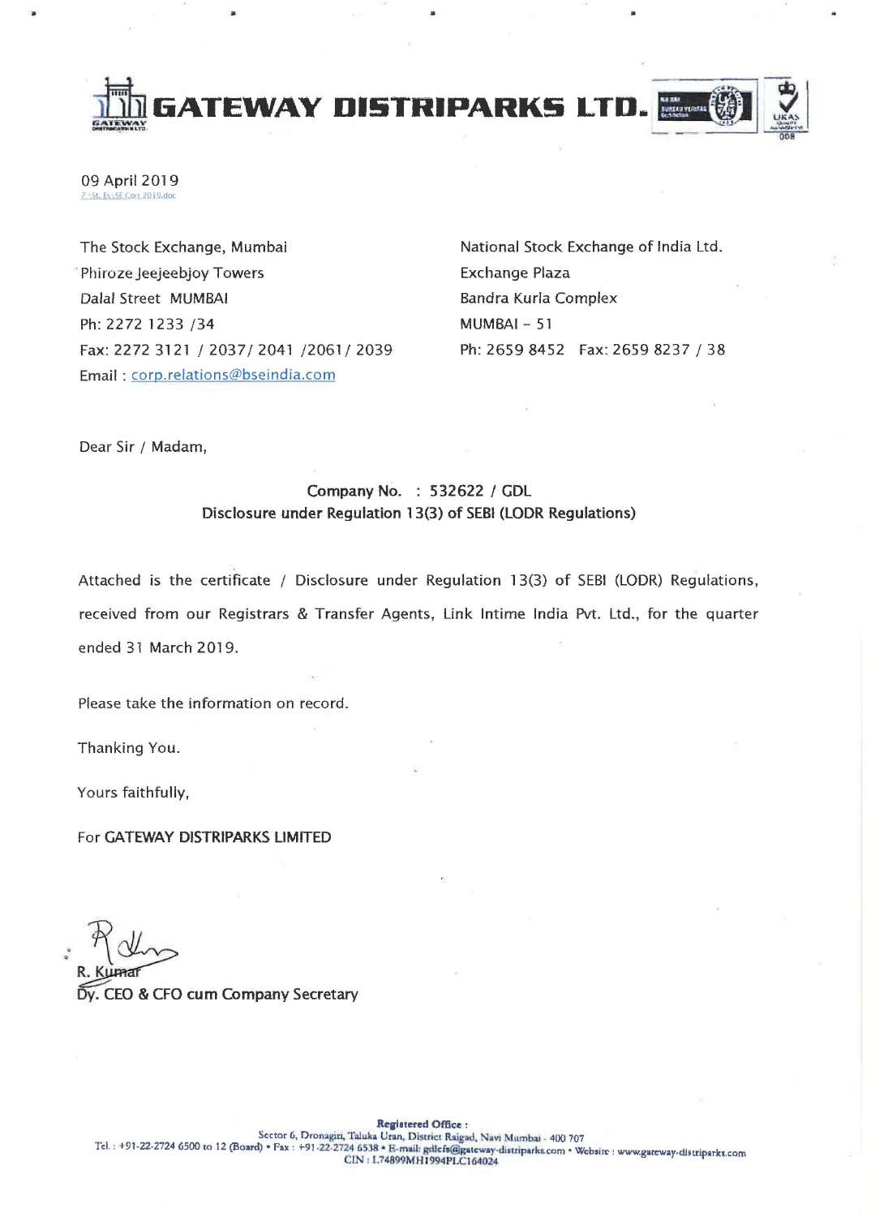# GATEWAY DISTRIPARKS LTD.

09 April 2019

The Stock Exchange, Mumbai
Phiroze Jeejeebjoy Towers
Dalal Street MUMBAI
Ph: 2272 1233 /34
Fax: 2272 3121 / 2037/ 2041 /2061/ 2039
Email : corp.relations@bseindia.com

National Stock Exchange of India Ltd.
Exchange Plaza
Bandra Kurla Complex
MUMBAI – 51
Ph: 2659 8452 Fax: 2659 8237 / 38

Dear Sir / Madam,

**Company No. : 532622 / GDL**
**Disclosure under Regulation 13(3) of SEBI (LODR Regulations)**

Attached is the certificate / Disclosure under Regulation 13(3) of SEBI (LODR) Regulations, received from our Registrars & Transfer Agents, Link Intime India Pvt. Ltd., for the quarter ended 31 March 2019.

Please take the information on record.

Thanking You.

Yours faithfully,

For GATEWAY DISTRIPARKS LIMITED

R. Kumar
Dy. CEO & CFO cum Company Secretary

**Registered Office :**
Sector 6, Dronagiri, Taluka Uran, District Raigad, Navi Mumbai - 400 707
Tel. : +91-22-2724 6500 to 12 (Board) • Fax : +91-22-2724 6538 • E-mail: gdlcfs@gateway-distriparks.com • Website : www.gateway-distriparks.com
CIN : L74899MH1994PLC164024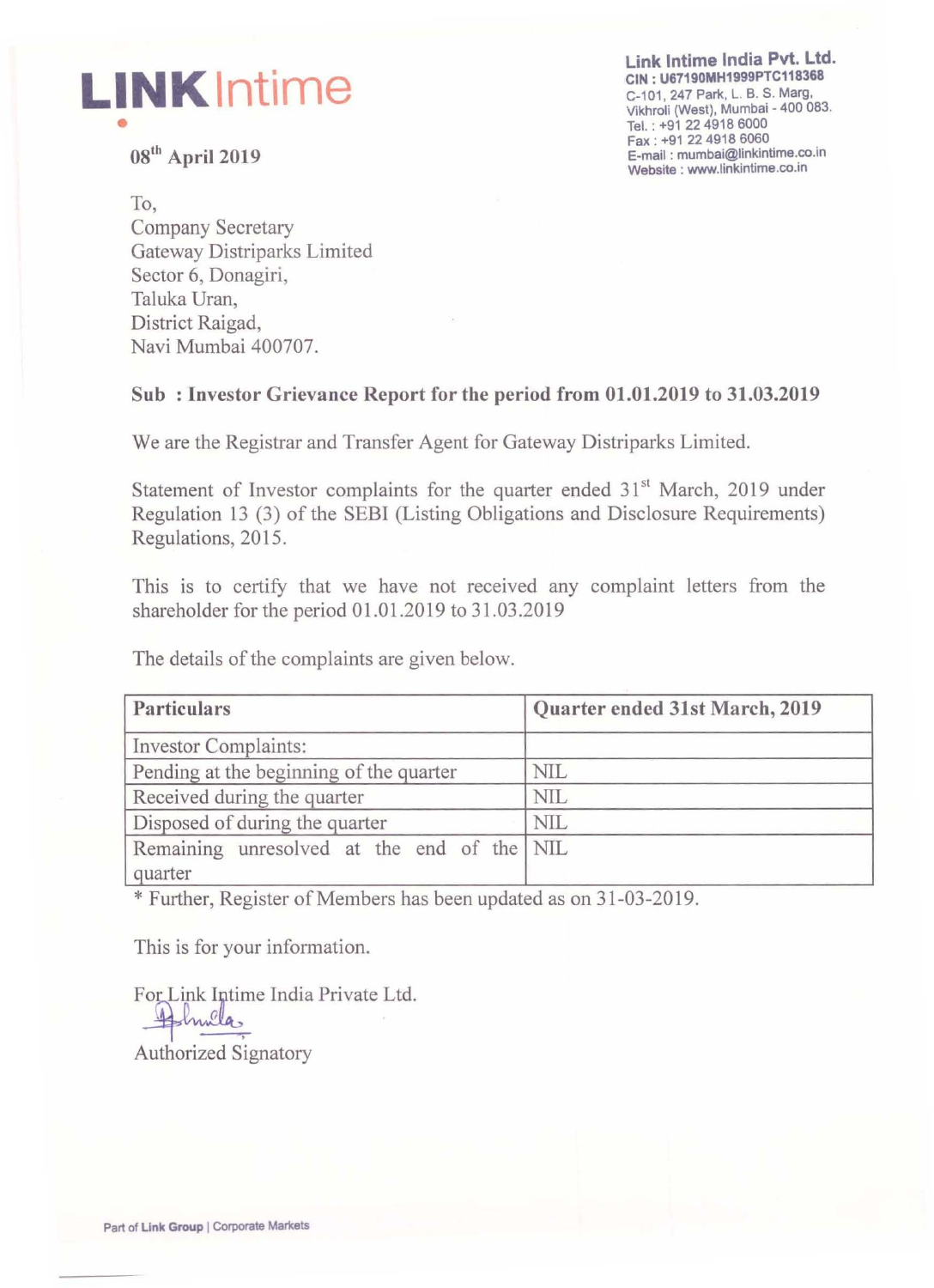**LINK**Intime

**Link Intime India Pvt. Ltd.**
**CIN : U67190MH1999PTC118368**
C-101, 247 Park, L. B. S. Marg,
Vikhroli (West), Mumbai - 400 083.
Tel. : +91 22 4918 6000
Fax : +91 22 4918 6060
E-mail : mumbai@linkintime.co.in
Website : www.linkintime.co.in

**08th April 2019**

To,
Company Secretary
Gateway Distriparks Limited
Sector 6, Donagiri,
Taluka Uran,
District Raigad,
Navi Mumbai 400707.

**Sub : Investor Grievance Report for the period from 01.01.2019 to 31.03.2019**

We are the Registrar and Transfer Agent for Gateway Distriparks Limited.

Statement of Investor complaints for the quarter ended 31st March, 2019 under Regulation 13 (3) of the SEBI (Listing Obligations and Disclosure Requirements) Regulations, 2015.

This is to certify that we have not received any complaint letters from the shareholder for the period 01.01.2019 to 31.03.2019

The details of the complaints are given below.

| Particulars | Quarter ended 31st March, 2019 |
|---|---|
| Investor Complaints: | |
| Pending at the beginning of the quarter | NIL |
| Received during the quarter | NIL |
| Disposed of during the quarter | NIL |
| Remaining unresolved at the end of the quarter | NIL |

* Further, Register of Members has been updated as on 31-03-2019.

This is for your information.

For Link Intime India Private Ltd.

Authorized Signatory

Part of **Link Group** | Corporate Markets